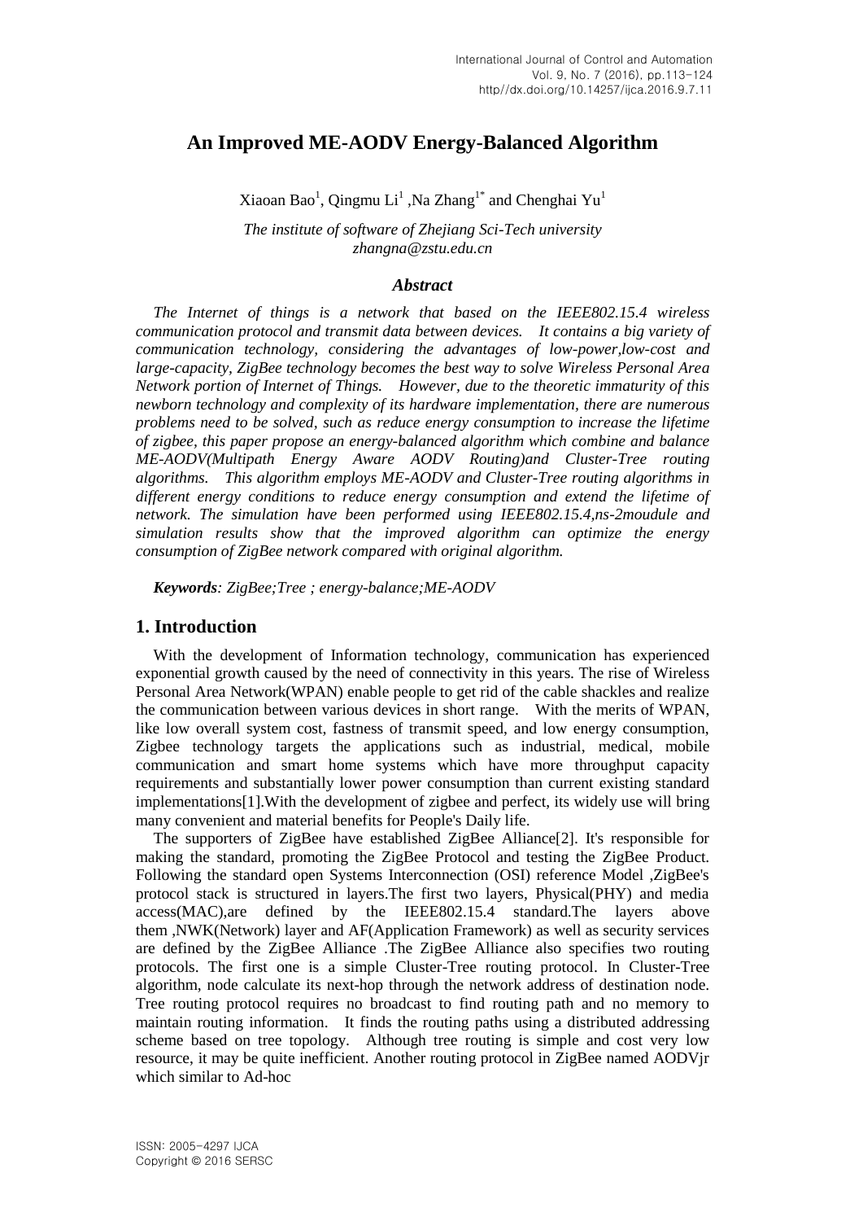# An Improved ME-AODV Energy-Balanced Algorithm

Xiaoan Bao[1], Qingmu Li[1] ,Na Zhang[1*] and Chenghai Yu[1]

*The institute of software of Zhejiang Sci-Tech university*
*zhangna@zstu.edu.cn*

### *Abstract*

*The Internet of things is a network that based on the IEEE802.15.4 wireless communication protocol and transmit data between devices. It contains a big variety of communication technology, considering the advantages of low-power,low-cost and large-capacity, ZigBee technology becomes the best way to solve Wireless Personal Area Network portion of Internet of Things. However, due to the theoretic immaturity of this newborn technology and complexity of its hardware implementation, there are numerous problems need to be solved, such as reduce energy consumption to increase the lifetime of zigbee, this paper propose an energy-balanced algorithm which combine and balance ME-AODV(Multipath Energy Aware AODV Routing)and Cluster-Tree routing algorithms. This algorithm employs ME-AODV and Cluster-Tree routing algorithms in different energy conditions to reduce energy consumption and extend the lifetime of network. The simulation have been performed using IEEE802.15.4,ns-2moudule and simulation results show that the improved algorithm can optimize the energy consumption of ZigBee network compared with original algorithm.*

***Keywords****: ZigBee;Tree ; energy-balance;ME-AODV*

## 1. Introduction

With the development of Information technology, communication has experienced exponential growth caused by the need of connectivity in this years. The rise of Wireless Personal Area Network(WPAN) enable people to get rid of the cable shackles and realize the communication between various devices in short range. With the merits of WPAN, like low overall system cost, fastness of transmit speed, and low energy consumption, Zigbee technology targets the applications such as industrial, medical, mobile communication and smart home systems which have more throughput capacity requirements and substantially lower power consumption than current existing standard implementations[1].With the development of zigbee and perfect, its widely use will bring many convenient and material benefits for People's Daily life.

The supporters of ZigBee have established ZigBee Alliance[2]. It's responsible for making the standard, promoting the ZigBee Protocol and testing the ZigBee Product. Following the standard open Systems Interconnection (OSI) reference Model ,ZigBee's protocol stack is structured in layers.The first two layers, Physical(PHY) and media access(MAC),are defined by the IEEE802.15.4 standard.The layers above them ,NWK(Network) layer and AF(Application Framework) as well as security services are defined by the ZigBee Alliance .The ZigBee Alliance also specifies two routing protocols. The first one is a simple Cluster-Tree routing protocol. In Cluster-Tree algorithm, node calculate its next-hop through the network address of destination node. Tree routing protocol requires no broadcast to find routing path and no memory to maintain routing information. It finds the routing paths using a distributed addressing scheme based on tree topology. Although tree routing is simple and cost very low resource, it may be quite inefficient. Another routing protocol in ZigBee named AODVjr which similar to Ad-hoc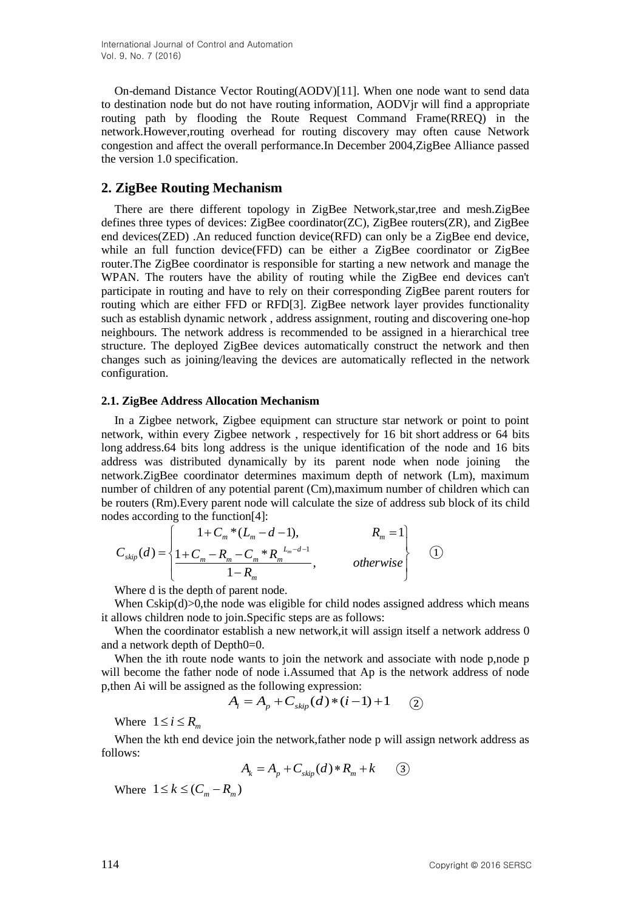On-demand Distance Vector Routing(AODV)[11]. When one node want to send data to destination node but do not have routing information, AODVjr will find a appropriate routing path by flooding the Route Request Command Frame(RREQ) in the network.However,routing overhead for routing discovery may often cause Network congestion and affect the overall performance.In December 2004,ZigBee Alliance passed the version 1.0 specification.

## 2. ZigBee Routing Mechanism

There are there different topology in ZigBee Network,star,tree and mesh.ZigBee defines three types of devices: ZigBee coordinator(ZC), ZigBee routers(ZR), and ZigBee end devices(ZED) .An reduced function device(RFD) can only be a ZigBee end device, while an full function device(FFD) can be either a ZigBee coordinator or ZigBee router.The ZigBee coordinator is responsible for starting a new network and manage the WPAN. The routers have the ability of routing while the ZigBee end devices can't participate in routing and have to rely on their corresponding ZigBee parent routers for routing which are either FFD or RFD[3]. ZigBee network layer provides functionality such as establish dynamic network , address assignment, routing and discovering one-hop neighbours. The network address is recommended to be assigned in a hierarchical tree structure. The deployed ZigBee devices automatically construct the network and then changes such as joining/leaving the devices are automatically reflected in the network configuration.

### 2.1. ZigBee Address Allocation Mechanism

In a Zigbee network, Zigbee equipment can structure star network or point to point network, within every Zigbee network , respectively for 16 bit short address or 64 bits long address.64 bits long address is the unique identification of the node and 16 bits address was distributed dynamically by its parent node when node joining the network.ZigBee coordinator determines maximum depth of network (Lm), maximum number of children of any potential parent (Cm),maximum number of children which can be routers (Rm).Every parent node will calculate the size of address sub block of its child nodes according to the function[4]:

$$C_{skip}(d) = \begin{cases} 1 + C_m * (L_m - d - 1), & R_m = 1 \\ \dfrac{1 + C_m - R_m - C_m * R_m^{\,L_m - d - 1}}{1 - R_m}, & otherwise \end{cases} \quad ①$$

Where d is the depth of parent node.

When Cskip(d)>0,the node was eligible for child nodes assigned address which means it allows children node to join.Specific steps are as follows:

When the coordinator establish a new network,it will assign itself a network address 0 and a network depth of Depth0=0.

When the ith route node wants to join the network and associate with node p,node p will become the father node of node i.Assumed that Ap is the network address of node p,then Ai will be assigned as the following expression:

$$A_i = A_p + C_{skip}(d) * (i-1) + 1 \quad ②$$

Where $1 \le i \le R_m$

When the kth end device join the network,father node p will assign network address as follows:

$$A_k = A_p + C_{skip}(d) * R_m + k \quad ③$$

Where $1 \le k \le (C_m - R_m)$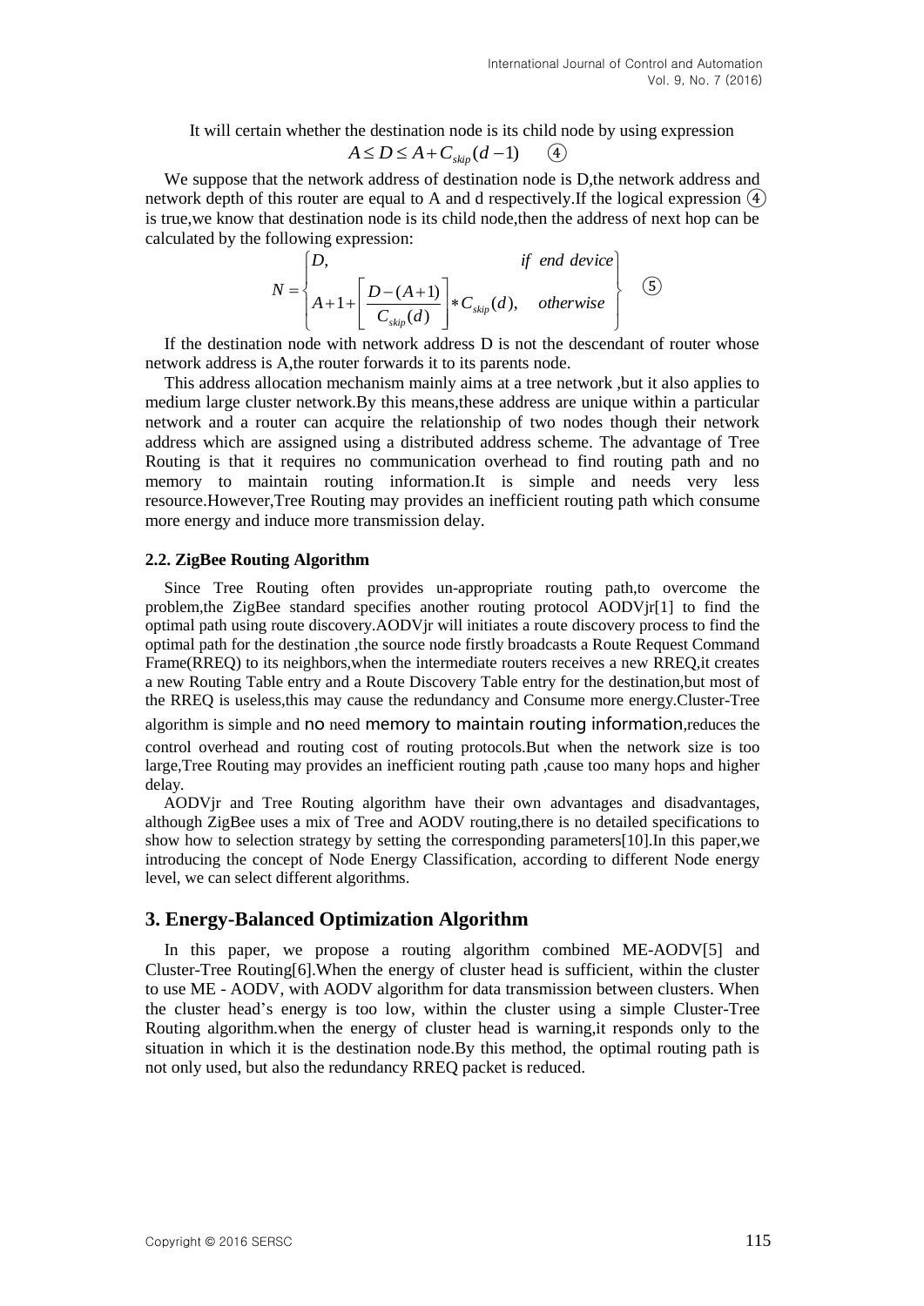It will certain whether the destination node is its child node by using expression

$$A \le D \le A + C_{skip}(d-1) \quad ④$$

We suppose that the network address of destination node is D,the network address and network depth of this router are equal to A and d respectively.If the logical expression ④ is true,we know that destination node is its child node,then the address of next hop can be calculated by the following expression:

$$N = \begin{cases} D, & if \ end \ device \\ A+1+\left\lceil \dfrac{D-(A+1)}{C_{skip}(d)} \right\rceil * C_{skip}(d), & otherwise \end{cases} \quad ⑤$$

If the destination node with network address D is not the descendant of router whose network address is A,the router forwards it to its parents node.

This address allocation mechanism mainly aims at a tree network ,but it also applies to medium large cluster network.By this means,these address are unique within a particular network and a router can acquire the relationship of two nodes though their network address which are assigned using a distributed address scheme. The advantage of Tree Routing is that it requires no communication overhead to find routing path and no memory to maintain routing information.It is simple and needs very less resource.However,Tree Routing may provides an inefficient routing path which consume more energy and induce more transmission delay.

### 2.2. ZigBee Routing Algorithm

Since Tree Routing often provides un-appropriate routing path,to overcome the problem,the ZigBee standard specifies another routing protocol AODVjr[1] to find the optimal path using route discovery.AODVjr will initiates a route discovery process to find the optimal path for the destination ,the source node firstly broadcasts a Route Request Command Frame(RREQ) to its neighbors,when the intermediate routers receives a new RREQ,it creates a new Routing Table entry and a Route Discovery Table entry for the destination,but most of the RREQ is useless,this may cause the redundancy and Consume more energy.Cluster-Tree algorithm is simple and no need memory to maintain routing information,reduces the control overhead and routing cost of routing protocols.But when the network size is too large,Tree Routing may provides an inefficient routing path ,cause too many hops and higher delay.

AODVjr and Tree Routing algorithm have their own advantages and disadvantages, although ZigBee uses a mix of Tree and AODV routing,there is no detailed specifications to show how to selection strategy by setting the corresponding parameters[10].In this paper,we introducing the concept of Node Energy Classification, according to different Node energy level, we can select different algorithms.

## 3. Energy-Balanced Optimization Algorithm

In this paper, we propose a routing algorithm combined ME-AODV[5] and Cluster-Tree Routing[6].When the energy of cluster head is sufficient, within the cluster to use ME - AODV, with AODV algorithm for data transmission between clusters. When the cluster head's energy is too low, within the cluster using a simple Cluster-Tree Routing algorithm.when the energy of cluster head is warning,it responds only to the situation in which it is the destination node.By this method, the optimal routing path is not only used, but also the redundancy RREQ packet is reduced.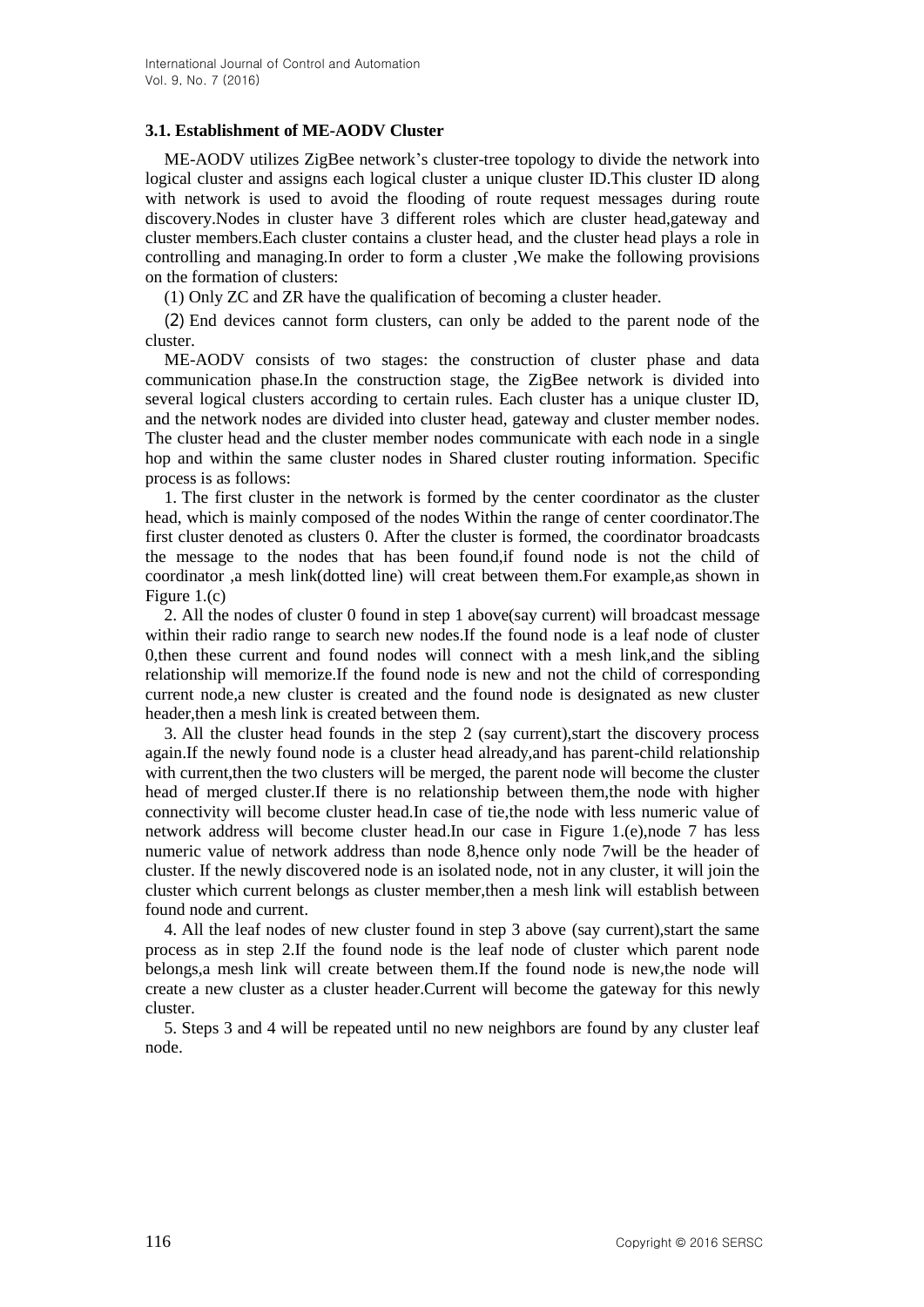### 3.1. Establishment of ME-AODV Cluster

ME-AODV utilizes ZigBee network's cluster-tree topology to divide the network into logical cluster and assigns each logical cluster a unique cluster ID.This cluster ID along with network is used to avoid the flooding of route request messages during route discovery.Nodes in cluster have 3 different roles which are cluster head,gateway and cluster members.Each cluster contains a cluster head, and the cluster head plays a role in controlling and managing.In order to form a cluster ,We make the following provisions on the formation of clusters:

(1) Only ZC and ZR have the qualification of becoming a cluster header.

(2) End devices cannot form clusters, can only be added to the parent node of the cluster.

ME-AODV consists of two stages: the construction of cluster phase and data communication phase.In the construction stage, the ZigBee network is divided into several logical clusters according to certain rules. Each cluster has a unique cluster ID, and the network nodes are divided into cluster head, gateway and cluster member nodes. The cluster head and the cluster member nodes communicate with each node in a single hop and within the same cluster nodes in Shared cluster routing information. Specific process is as follows:

1. The first cluster in the network is formed by the center coordinator as the cluster head, which is mainly composed of the nodes Within the range of center coordinator.The first cluster denoted as clusters 0. After the cluster is formed, the coordinator broadcasts the message to the nodes that has been found,if found node is not the child of coordinator ,a mesh link(dotted line) will creat between them.For example,as shown in Figure 1.(c)

2. All the nodes of cluster 0 found in step 1 above(say current) will broadcast message within their radio range to search new nodes.If the found node is a leaf node of cluster 0,then these current and found nodes will connect with a mesh link,and the sibling relationship will memorize.If the found node is new and not the child of corresponding current node,a new cluster is created and the found node is designated as new cluster header,then a mesh link is created between them.

3. All the cluster head founds in the step 2 (say current),start the discovery process again.If the newly found node is a cluster head already,and has parent-child relationship with current,then the two clusters will be merged, the parent node will become the cluster head of merged cluster.If there is no relationship between them,the node with higher connectivity will become cluster head.In case of tie,the node with less numeric value of network address will become cluster head.In our case in Figure 1.(e),node 7 has less numeric value of network address than node 8,hence only node 7will be the header of cluster. If the newly discovered node is an isolated node, not in any cluster, it will join the cluster which current belongs as cluster member,then a mesh link will establish between found node and current.

4. All the leaf nodes of new cluster found in step 3 above (say current),start the same process as in step 2.If the found node is the leaf node of cluster which parent node belongs,a mesh link will create between them.If the found node is new,the node will create a new cluster as a cluster header.Current will become the gateway for this newly cluster.

5. Steps 3 and 4 will be repeated until no new neighbors are found by any cluster leaf node.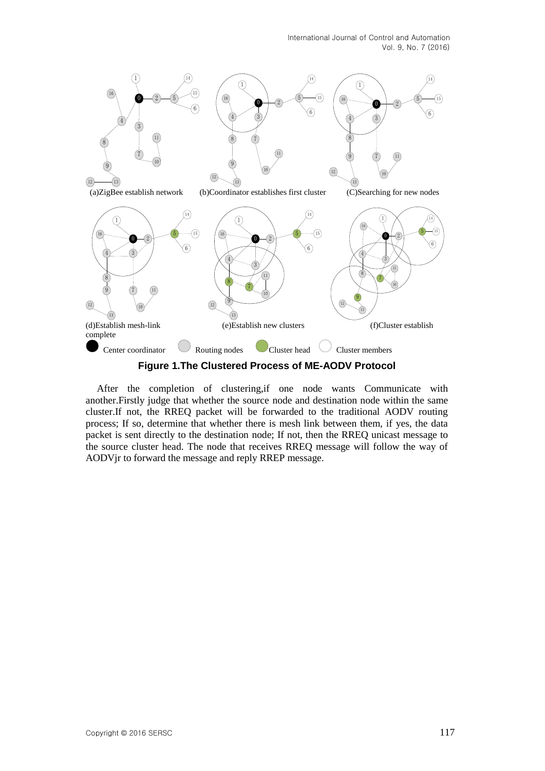(a)ZigBee establish network (b)Coordinator establishes first cluster (C)Searching for new nodes

(d)Establish mesh-link complete (e)Establish new clusters (f)Cluster establish

Center coordinator Routing nodes Cluster head Cluster members

**Figure 1.The Clustered Process of ME-AODV Protocol**

After the completion of clustering,if one node wants Communicate with another.Firstly judge that whether the source node and destination node within the same cluster.If not, the RREQ packet will be forwarded to the traditional AODV routing process; If so, determine that whether there is mesh link between them, if yes, the data packet is sent directly to the destination node; If not, then the RREQ unicast message to the source cluster head. The node that receives RREQ message will follow the way of AODVjr to forward the message and reply RREP message.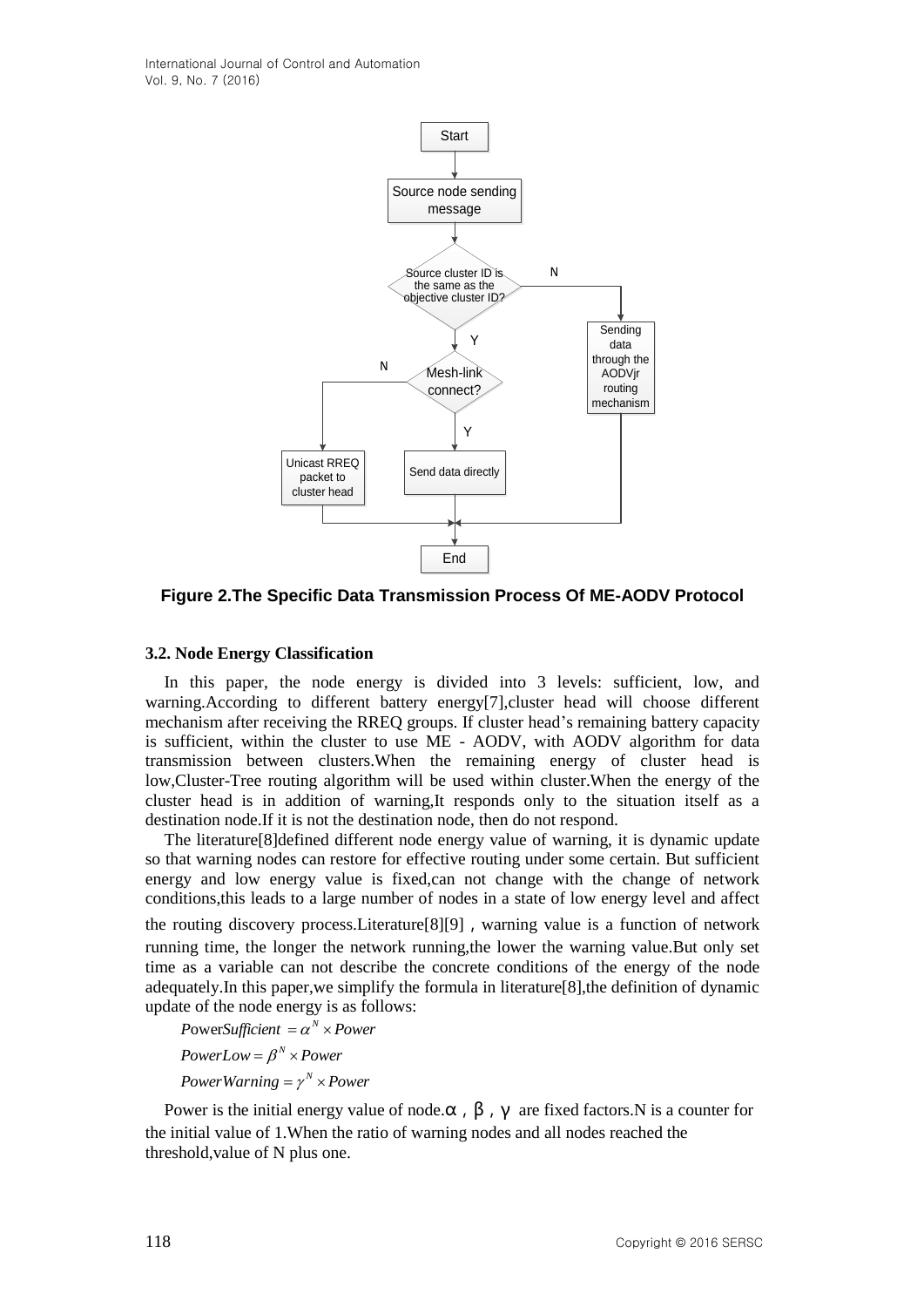Figure 2.The Specific Data Transmission Process Of ME-AODV Protocol

### 3.2. Node Energy Classification

In this paper, the node energy is divided into 3 levels: sufficient, low, and warning.According to different battery energy[7],cluster head will choose different mechanism after receiving the RREQ groups. If cluster head's remaining battery capacity is sufficient, within the cluster to use ME - AODV, with AODV algorithm for data transmission between clusters.When the remaining energy of cluster head is low,Cluster-Tree routing algorithm will be used within cluster.When the energy of the cluster head is in addition of warning,It responds only to the situation itself as a destination node.If it is not the destination node, then do not respond.

The literature[8]defined different node energy value of warning, it is dynamic update so that warning nodes can restore for effective routing under some certain. But sufficient energy and low energy value is fixed,can not change with the change of network conditions,this leads to a large number of nodes in a state of low energy level and affect the routing discovery process.Literature[8][9]，warning value is a function of network running time, the longer the network running,the lower the warning value.But only set time as a variable can not describe the concrete conditions of the energy of the node adequately.In this paper,we simplify the formula in literature[8],the definition of dynamic update of the node energy is as follows:

$$PowerSufficient = \alpha^N \times Power$$

$$PowerLow = \beta^N \times Power$$

$$PowerWarning = \gamma^N \times Power$$

Power is the initial energy value of node.α，β，γ are fixed factors.N is a counter for the initial value of 1.When the ratio of warning nodes and all nodes reached the threshold,value of N plus one.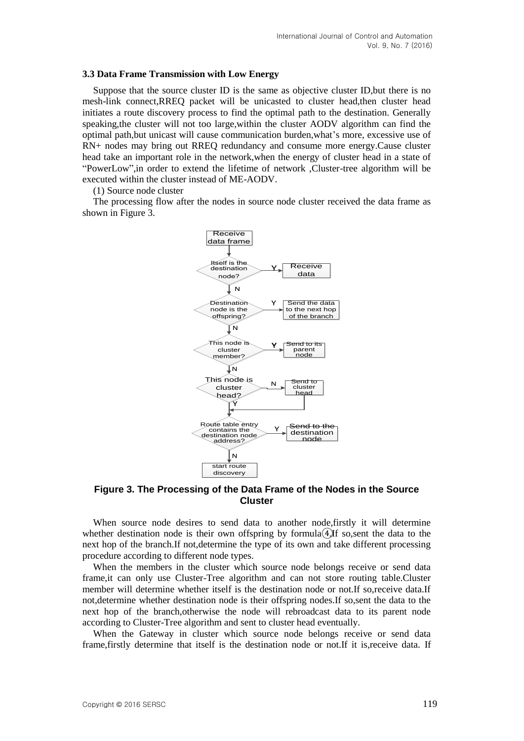### 3.3 Data Frame Transmission with Low Energy

Suppose that the source cluster ID is the same as objective cluster ID,but there is no mesh-link connect,RREQ packet will be unicasted to cluster head,then cluster head initiates a route discovery process to find the optimal path to the destination. Generally speaking,the cluster will not too large,within the cluster AODV algorithm can find the optimal path,but unicast will cause communication burden,what's more, excessive use of RN+ nodes may bring out RREQ redundancy and consume more energy.Cause cluster head take an important role in the network,when the energy of cluster head in a state of "PowerLow",in order to extend the lifetime of network ,Cluster-tree algorithm will be executed within the cluster instead of ME-AODV.

(1) Source node cluster

The processing flow after the nodes in source node cluster received the data frame as shown in Figure 3.

**Figure 3. The Processing of the Data Frame of the Nodes in the Source Cluster**

When source node desires to send data to another node,firstly it will determine whether destination node is their own offspring by formula④.If so,sent the data to the next hop of the branch.If not,determine the type of its own and take different processing procedure according to different node types.

When the members in the cluster which source node belongs receive or send data frame,it can only use Cluster-Tree algorithm and can not store routing table.Cluster member will determine whether itself is the destination node or not.If so,receive data.If not,determine whether destination node is their offspring nodes.If so,sent the data to the next hop of the branch,otherwise the node will rebroadcast data to its parent node according to Cluster-Tree algorithm and sent to cluster head eventually.

When the Gateway in cluster which source node belongs receive or send data frame,firstly determine that itself is the destination node or not.If it is,receive data. If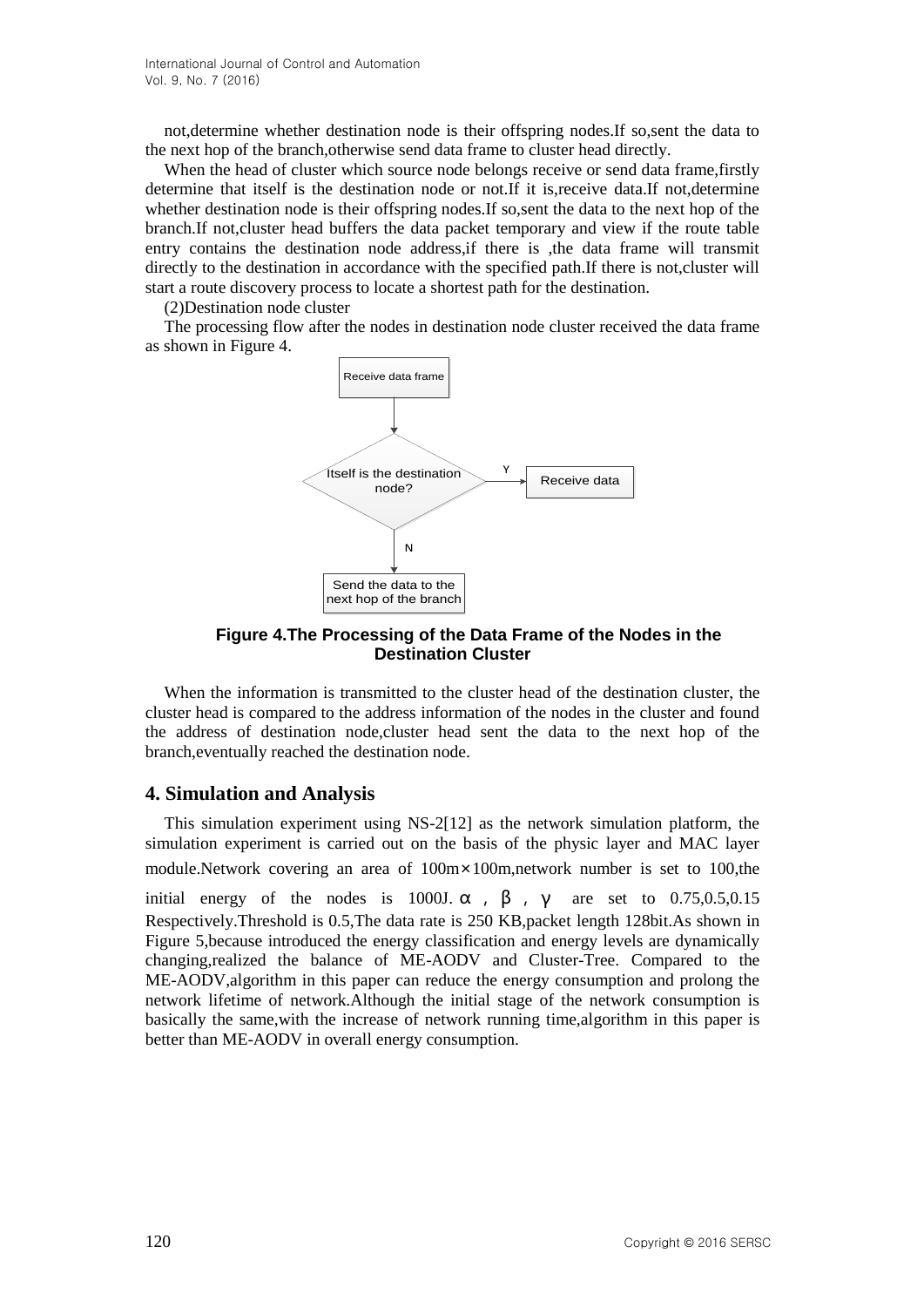not,determine whether destination node is their offspring nodes.If so,sent the data to the next hop of the branch,otherwise send data frame to cluster head directly.

When the head of cluster which source node belongs receive or send data frame,firstly determine that itself is the destination node or not.If it is,receive data.If not,determine whether destination node is their offspring nodes.If so,sent the data to the next hop of the branch.If not,cluster head buffers the data packet temporary and view if the route table entry contains the destination node address,if there is ,the data frame will transmit directly to the destination in accordance with the specified path.If there is not,cluster will start a route discovery process to locate a shortest path for the destination.

(2)Destination node cluster

The processing flow after the nodes in destination node cluster received the data frame as shown in Figure 4.

Receive data frame

Itself is the destination node?

Y

Receive data

N

Send the data to the next hop of the branch

**Figure 4.The Processing of the Data Frame of the Nodes in the Destination Cluster**

When the information is transmitted to the cluster head of the destination cluster, the cluster head is compared to the address information of the nodes in the cluster and found the address of destination node,cluster head sent the data to the next hop of the branch,eventually reached the destination node.

## 4. Simulation and Analysis

This simulation experiment using NS-2[12] as the network simulation platform, the simulation experiment is carried out on the basis of the physic layer and MAC layer module.Network covering an area of 100m×100m,network number is set to 100,the initial energy of the nodes is 1000J. $\alpha$ , $\beta$ , $\gamma$ are set to 0.75,0.5,0.15 Respectively.Threshold is 0.5,The data rate is 250 KB,packet length 128bit.As shown in Figure 5,because introduced the energy classification and energy levels are dynamically changing,realized the balance of ME-AODV and Cluster-Tree. Compared to the ME-AODV,algorithm in this paper can reduce the energy consumption and prolong the network lifetime of network.Although the initial stage of the network consumption is basically the same,with the increase of network running time,algorithm in this paper is better than ME-AODV in overall energy consumption.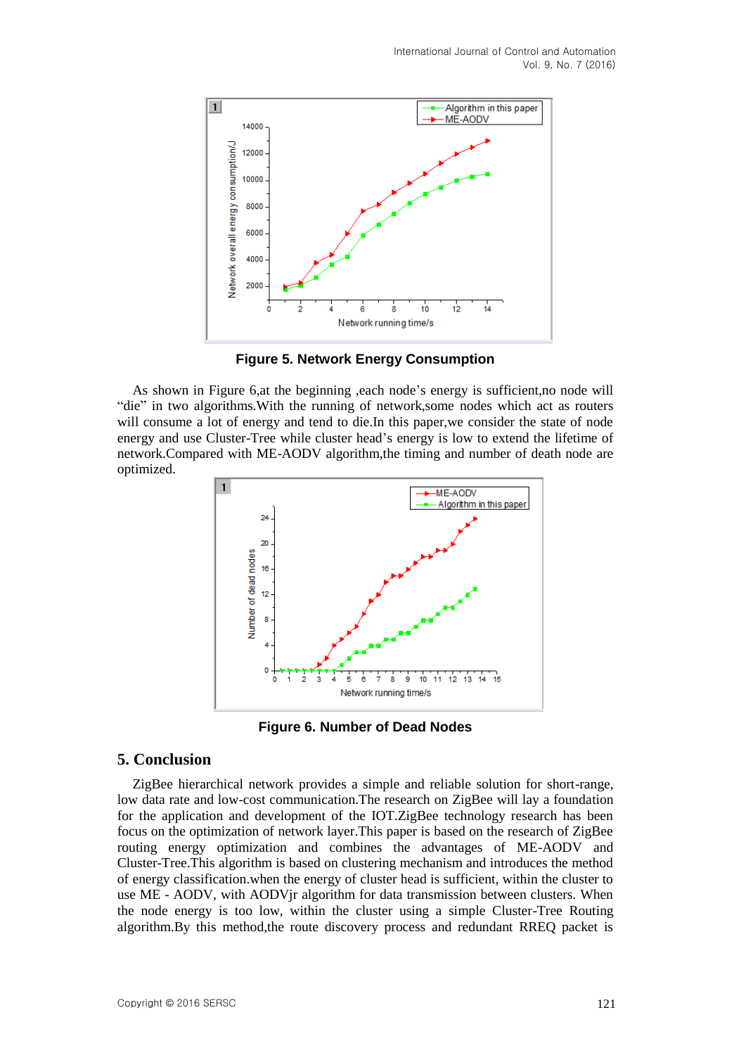Figure 5. Network Energy Consumption

As shown in Figure 6,at the beginning ,each node's energy is sufficient,no node will "die" in two algorithms.With the running of network,some nodes which act as routers will consume a lot of energy and tend to die.In this paper,we consider the state of node energy and use Cluster-Tree while cluster head's energy is low to extend the lifetime of network.Compared with ME-AODV algorithm,the timing and number of death node are optimized.

Figure 6. Number of Dead Nodes

## 5. Conclusion

ZigBee hierarchical network provides a simple and reliable solution for short-range, low data rate and low-cost communication.The research on ZigBee will lay a foundation for the application and development of the IOT.ZigBee technology research has been focus on the optimization of network layer.This paper is based on the research of ZigBee routing energy optimization and combines the advantages of ME-AODV and Cluster-Tree.This algorithm is based on clustering mechanism and introduces the method of energy classification.when the energy of cluster head is sufficient, within the cluster to use ME - AODV, with AODVjr algorithm for data transmission between clusters. When the node energy is too low, within the cluster using a simple Cluster-Tree Routing algorithm.By this method,the route discovery process and redundant RREQ packet is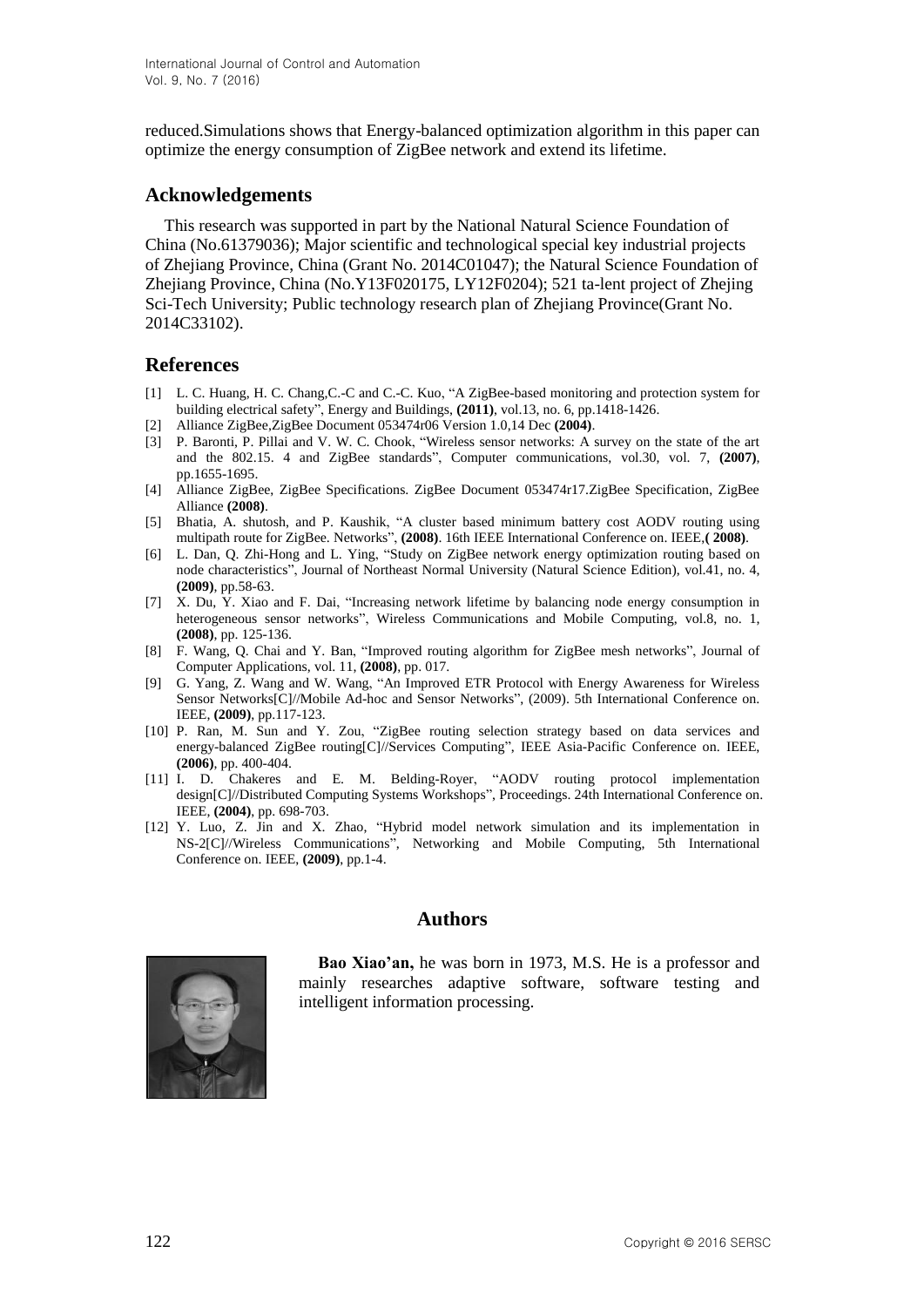reduced.Simulations shows that Energy-balanced optimization algorithm in this paper can optimize the energy consumption of ZigBee network and extend its lifetime.

## Acknowledgements

This research was supported in part by the National Natural Science Foundation of China (No.61379036); Major scientific and technological special key industrial projects of Zhejiang Province, China (Grant No. 2014C01047); the Natural Science Foundation of Zhejiang Province, China (No.Y13F020175, LY12F0204); 521 ta-lent project of Zhejing Sci-Tech University; Public technology research plan of Zhejiang Province(Grant No. 2014C33102).

## References

[1] L. C. Huang, H. C. Chang,C.-C and C.-C. Kuo, "A ZigBee-based monitoring and protection system for building electrical safety", Energy and Buildings, **(2011)**, vol.13, no. 6, pp.1418-1426.

[2] Alliance ZigBee,ZigBee Document 053474r06 Version 1.0,14 Dec **(2004)**.

[3] P. Baronti, P. Pillai and V. W. C. Chook, "Wireless sensor networks: A survey on the state of the art and the 802.15. 4 and ZigBee standards", Computer communications, vol.30, vol. 7, **(2007)**, pp.1655-1695.

[4] Alliance ZigBee, ZigBee Specifications. ZigBee Document 053474r17.ZigBee Specification, ZigBee Alliance **(2008)**.

[5] Bhatia, A. shutosh, and P. Kaushik, "A cluster based minimum battery cost AODV routing using multipath route for ZigBee. Networks", **(2008)**. 16th IEEE International Conference on. IEEE,**( 2008)**.

[6] L. Dan, Q. Zhi-Hong and L. Ying, "Study on ZigBee network energy optimization routing based on node characteristics", Journal of Northeast Normal University (Natural Science Edition), vol.41, no. 4, **(2009)**, pp.58-63.

[7] X. Du, Y. Xiao and F. Dai, "Increasing network lifetime by balancing node energy consumption in heterogeneous sensor networks", Wireless Communications and Mobile Computing, vol.8, no. 1, **(2008)**, pp. 125-136.

[8] F. Wang, Q. Chai and Y. Ban, "Improved routing algorithm for ZigBee mesh networks", Journal of Computer Applications, vol. 11, **(2008)**, pp. 017.

[9] G. Yang, Z. Wang and W. Wang, "An Improved ETR Protocol with Energy Awareness for Wireless Sensor Networks[C]//Mobile Ad-hoc and Sensor Networks", (2009). 5th International Conference on. IEEE, **(2009)**, pp.117-123.

[10] P. Ran, M. Sun and Y. Zou, "ZigBee routing selection strategy based on data services and energy-balanced ZigBee routing[C]//Services Computing", IEEE Asia-Pacific Conference on. IEEE, **(2006)**, pp. 400-404.

[11] I. D. Chakeres and E. M. Belding-Royer, "AODV routing protocol implementation design[C]//Distributed Computing Systems Workshops", Proceedings. 24th International Conference on. IEEE, **(2004)**, pp. 698-703.

[12] Y. Luo, Z. Jin and X. Zhao, "Hybrid model network simulation and its implementation in NS-2[C]//Wireless Communications", Networking and Mobile Computing, 5th International Conference on. IEEE, **(2009)**, pp.1-4.

## Authors

**Bao Xiao'an,** he was born in 1973, M.S. He is a professor and mainly researches adaptive software, software testing and intelligent information processing.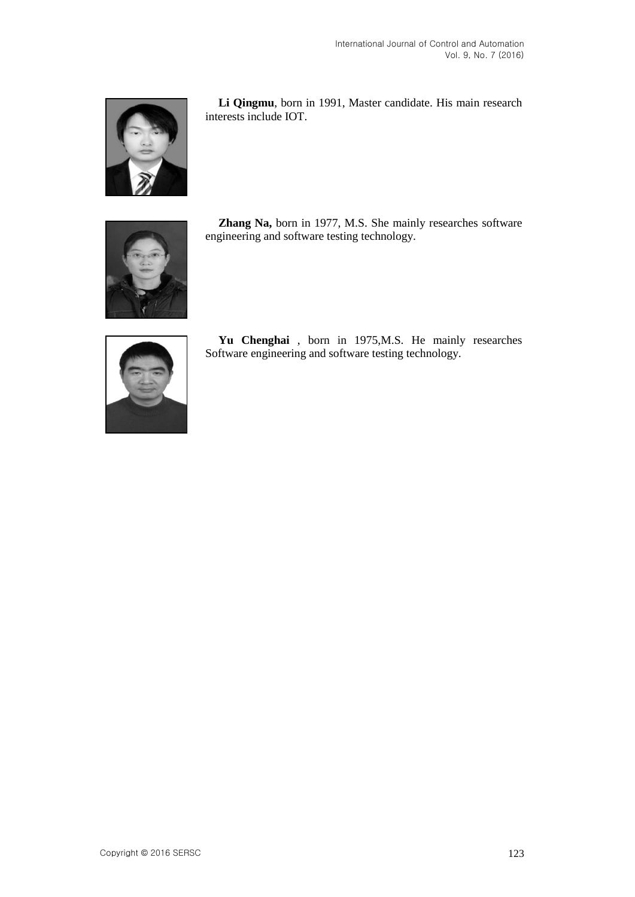**Li Qingmu**, born in 1991, Master candidate. His main research interests include IOT.

**Zhang Na,** born in 1977, M.S. She mainly researches software engineering and software testing technology.

**Yu Chenghai** , born in 1975,M.S. He mainly researches Software engineering and software testing technology.